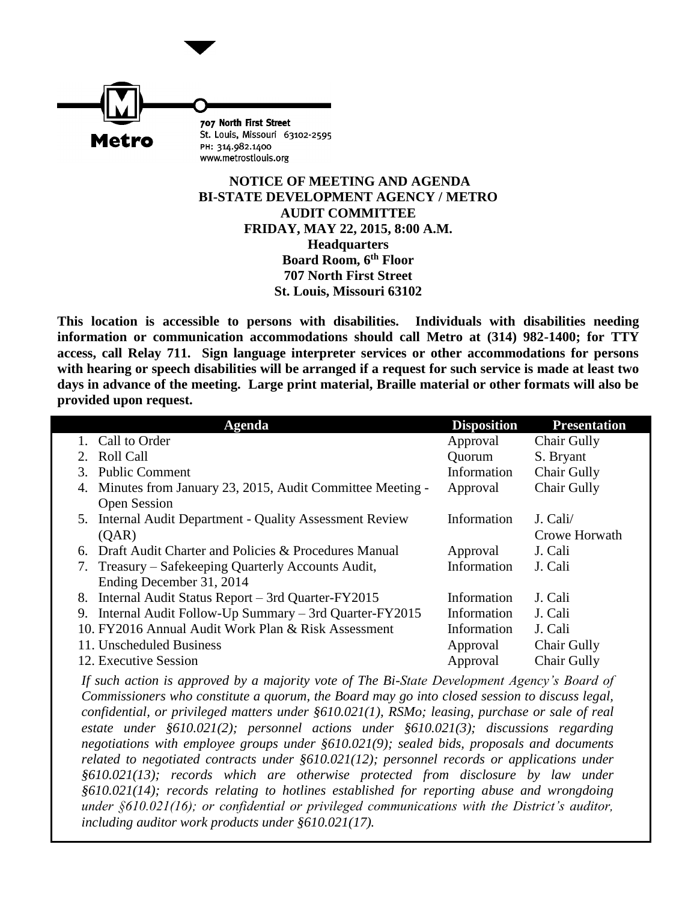Metro

707 North First Street
St. Louis, Missouri 63102-2595
PH: 314.982.1400
www.metrostlouis.org

**NOTICE OF MEETING AND AGENDA**
**BI-STATE DEVELOPMENT AGENCY / METRO**
**AUDIT COMMITTEE**
**FRIDAY, MAY 22, 2015, 8:00 A.M.**
**Headquarters**
**Board Room, 6th Floor**
**707 North First Street**
**St. Louis, Missouri 63102**

**This location is accessible to persons with disabilities. Individuals with disabilities needing information or communication accommodations should call Metro at (314) 982-1400; for TTY access, call Relay 711. Sign language interpreter services or other accommodations for persons with hearing or speech disabilities will be arranged if a request for such service is made at least two days in advance of the meeting. Large print material, Braille material or other formats will also be provided upon request.**

| Agenda | Disposition | Presentation |
|---|---|---|
| 1. Call to Order | Approval | Chair Gully |
| 2. Roll Call | Quorum | S. Bryant |
| 3. Public Comment | Information | Chair Gully |
| 4. Minutes from January 23, 2015, Audit Committee Meeting - Open Session | Approval | Chair Gully |
| 5. Internal Audit Department - Quality Assessment Review (QAR) | Information | J. Cali/ Crowe Horwath |
| 6. Draft Audit Charter and Policies & Procedures Manual | Approval | J. Cali |
| 7. Treasury – Safekeeping Quarterly Accounts Audit, Ending December 31, 2014 | Information | J. Cali |
| 8. Internal Audit Status Report – 3rd Quarter-FY2015 | Information | J. Cali |
| 9. Internal Audit Follow-Up Summary – 3rd Quarter-FY2015 | Information | J. Cali |
| 10. FY2016 Annual Audit Work Plan & Risk Assessment | Information | J. Cali |
| 11. Unscheduled Business | Approval | Chair Gully |
| 12. Executive Session | Approval | Chair Gully |

*If such action is approved by a majority vote of The Bi-State Development Agency's Board of Commissioners who constitute a quorum, the Board may go into closed session to discuss legal, confidential, or privileged matters under §610.021(1), RSMo; leasing, purchase or sale of real estate under §610.021(2); personnel actions under §610.021(3); discussions regarding negotiations with employee groups under §610.021(9); sealed bids, proposals and documents related to negotiated contracts under §610.021(12); personnel records or applications under §610.021(13); records which are otherwise protected from disclosure by law under §610.021(14); records relating to hotlines established for reporting abuse and wrongdoing under §610.021(16); or confidential or privileged communications with the District's auditor, including auditor work products under §610.021(17).*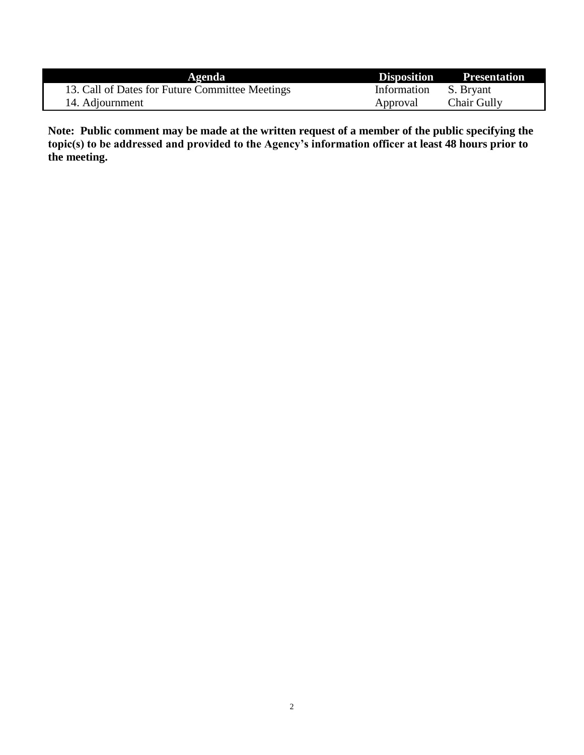| Agenda | Disposition | Presentation |
|---|---|---|
| 13. Call of Dates for Future Committee Meetings | Information | S. Bryant |
| 14. Adjournment | Approval | Chair Gully |

**Note: Public comment may be made at the written request of a member of the public specifying the topic(s) to be addressed and provided to the Agency's information officer at least 48 hours prior to the meeting.**